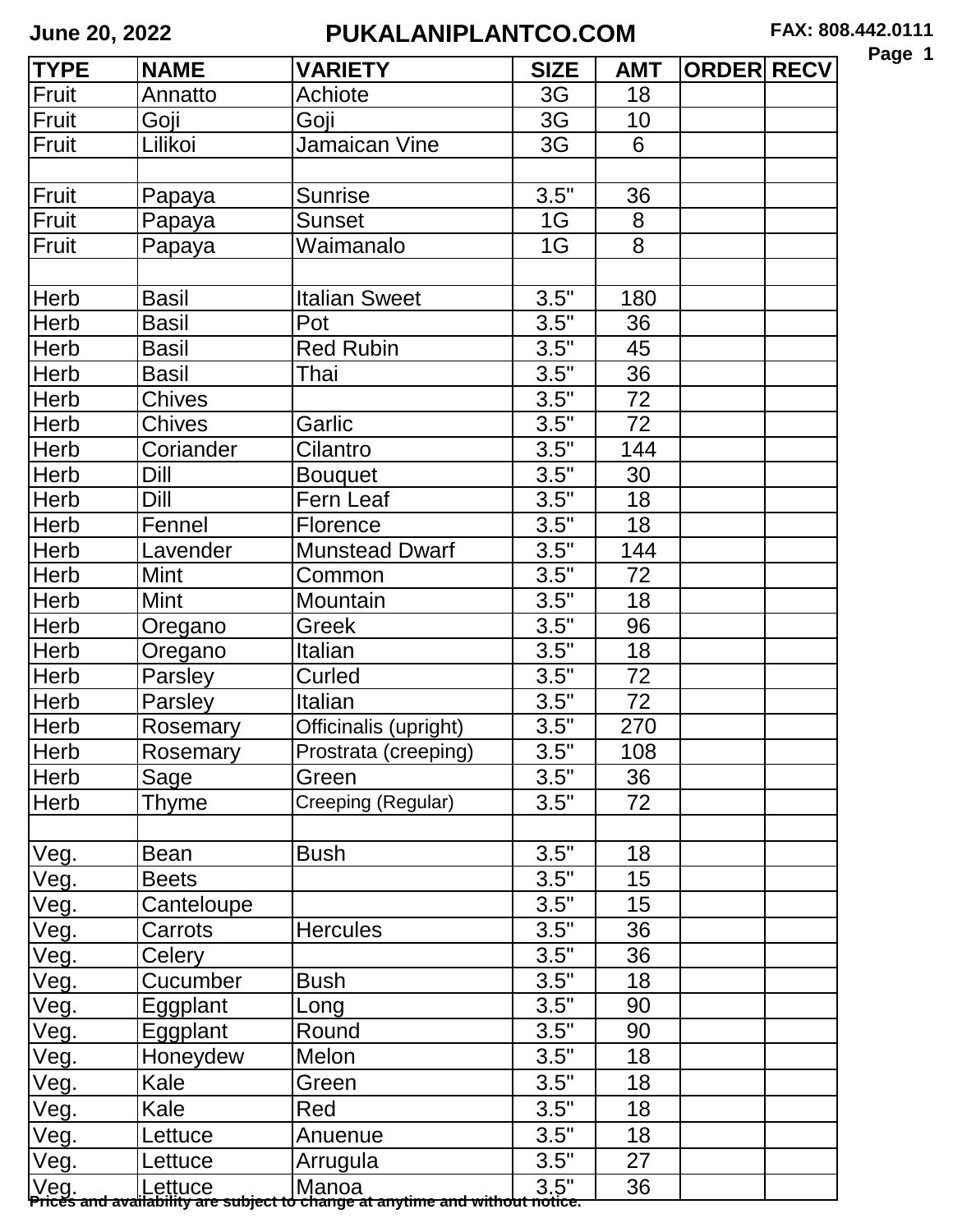June 20, 2022 **PUKALANIPLANTCO.COM** FAX: 808.442.0111

| TYPE | NAME | VARIETY | SIZE | AMT | ORDER | RECV |
|---|---|---|---|---|---|---|
| Fruit | Annatto | Achiote | 3G | 18 | | |
| Fruit | Goji | Goji | 3G | 10 | | |
| Fruit | Lilikoi | Jamaican Vine | 3G | 6 | | |
| | | | | | | |
| Fruit | Papaya | Sunrise | 3.5" | 36 | | |
| Fruit | Papaya | Sunset | 1G | 8 | | |
| Fruit | Papaya | Waimanalo | 1G | 8 | | |
| | | | | | | |
| Herb | Basil | Italian Sweet | 3.5" | 180 | | |
| Herb | Basil | Pot | 3.5" | 36 | | |
| Herb | Basil | Red Rubin | 3.5" | 45 | | |
| Herb | Basil | Thai | 3.5" | 36 | | |
| Herb | Chives | | 3.5" | 72 | | |
| Herb | Chives | Garlic | 3.5" | 72 | | |
| Herb | Coriander | Cilantro | 3.5" | 144 | | |
| Herb | Dill | Bouquet | 3.5" | 30 | | |
| Herb | Dill | Fern Leaf | 3.5" | 18 | | |
| Herb | Fennel | Florence | 3.5" | 18 | | |
| Herb | Lavender | Munstead Dwarf | 3.5" | 144 | | |
| Herb | Mint | Common | 3.5" | 72 | | |
| Herb | Mint | Mountain | 3.5" | 18 | | |
| Herb | Oregano | Greek | 3.5" | 96 | | |
| Herb | Oregano | Italian | 3.5" | 18 | | |
| Herb | Parsley | Curled | 3.5" | 72 | | |
| Herb | Parsley | Italian | 3.5" | 72 | | |
| Herb | Rosemary | Officinalis (upright) | 3.5" | 270 | | |
| Herb | Rosemary | Prostrata (creeping) | 3.5" | 108 | | |
| Herb | Sage | Green | 3.5" | 36 | | |
| Herb | Thyme | Creeping (Regular) | 3.5" | 72 | | |
| | | | | | | |
| Veg. | Bean | Bush | 3.5" | 18 | | |
| Veg. | Beets | | 3.5" | 15 | | |
| Veg. | Canteloupe | | 3.5" | 15 | | |
| Veg. | Carrots | Hercules | 3.5" | 36 | | |
| Veg. | Celery | | 3.5" | 36 | | |
| Veg. | Cucumber | Bush | 3.5" | 18 | | |
| Veg. | Eggplant | Long | 3.5" | 90 | | |
| Veg. | Eggplant | Round | 3.5" | 90 | | |
| Veg. | Honeydew | Melon | 3.5" | 18 | | |
| Veg. | Kale | Green | 3.5" | 18 | | |
| Veg. | Kale | Red | 3.5" | 18 | | |
| Veg. | Lettuce | Anuenue | 3.5" | 18 | | |
| Veg. | Lettuce | Arrugula | 3.5" | 27 | | |
| Veg. | Lettuce | Manoa | 3.5" | 36 | | |

**Prices and availability are subject to change at anytime and without notice.**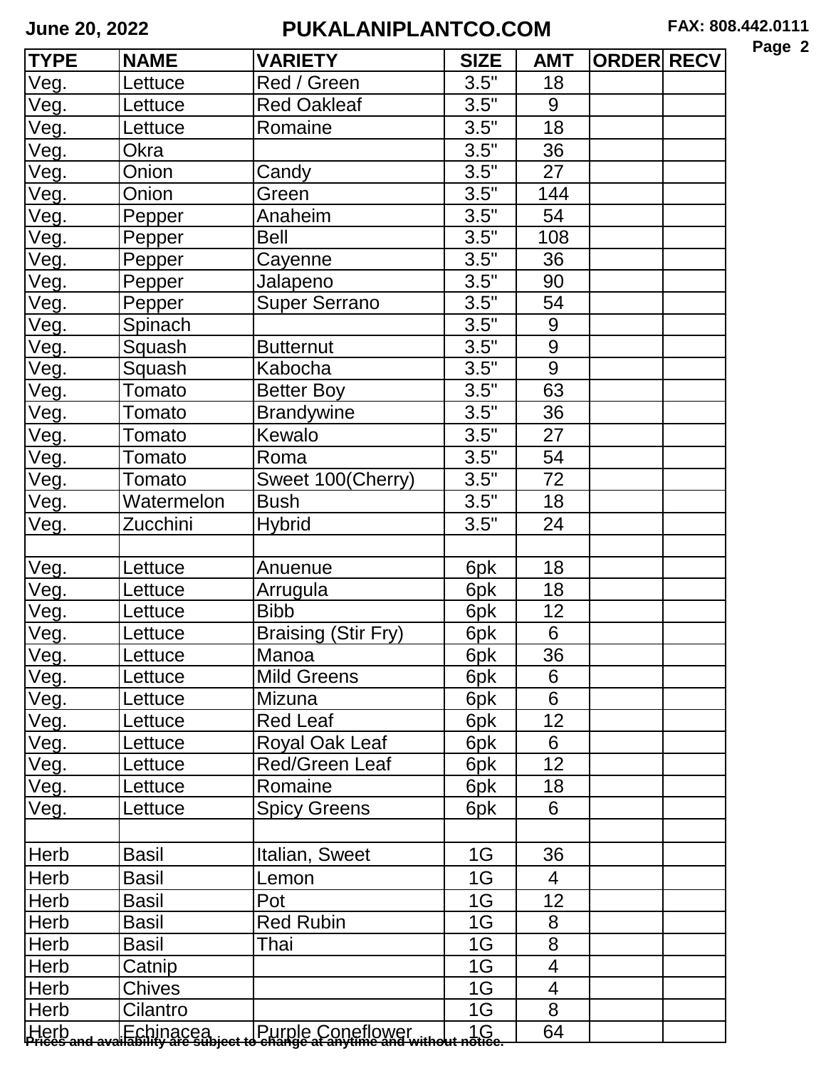June 20, 2022 PUKALANIPLANTCO.COM FAX: 808.442.0111

| TYPE | NAME | VARIETY | SIZE | AMT | ORDER | RECV |
|---|---|---|---|---|---|---|
| Veg. | Lettuce | Red / Green | 3.5" | 18 | | |
| Veg. | Lettuce | Red Oakleaf | 3.5" | 9 | | |
| Veg. | Lettuce | Romaine | 3.5" | 18 | | |
| Veg. | Okra | | 3.5" | 36 | | |
| Veg. | Onion | Candy | 3.5" | 27 | | |
| Veg. | Onion | Green | 3.5" | 144 | | |
| Veg. | Pepper | Anaheim | 3.5" | 54 | | |
| Veg. | Pepper | Bell | 3.5" | 108 | | |
| Veg. | Pepper | Cayenne | 3.5" | 36 | | |
| Veg. | Pepper | Jalapeno | 3.5" | 90 | | |
| Veg. | Pepper | Super Serrano | 3.5" | 54 | | |
| Veg. | Spinach | | 3.5" | 9 | | |
| Veg. | Squash | Butternut | 3.5" | 9 | | |
| Veg. | Squash | Kabocha | 3.5" | 9 | | |
| Veg. | Tomato | Better Boy | 3.5" | 63 | | |
| Veg. | Tomato | Brandywine | 3.5" | 36 | | |
| Veg. | Tomato | Kewalo | 3.5" | 27 | | |
| Veg. | Tomato | Roma | 3.5" | 54 | | |
| Veg. | Tomato | Sweet 100(Cherry) | 3.5" | 72 | | |
| Veg. | Watermelon | Bush | 3.5" | 18 | | |
| Veg. | Zucchini | Hybrid | 3.5" | 24 | | |
| | | | | | | |
| Veg. | Lettuce | Anuenue | 6pk | 18 | | |
| Veg. | Lettuce | Arrugula | 6pk | 18 | | |
| Veg. | Lettuce | Bibb | 6pk | 12 | | |
| Veg. | Lettuce | Braising (Stir Fry) | 6pk | 6 | | |
| Veg. | Lettuce | Manoa | 6pk | 36 | | |
| Veg. | Lettuce | Mild Greens | 6pk | 6 | | |
| Veg. | Lettuce | Mizuna | 6pk | 6 | | |
| Veg. | Lettuce | Red Leaf | 6pk | 12 | | |
| Veg. | Lettuce | Royal Oak Leaf | 6pk | 6 | | |
| Veg. | Lettuce | Red/Green Leaf | 6pk | 12 | | |
| Veg. | Lettuce | Romaine | 6pk | 18 | | |
| Veg. | Lettuce | Spicy Greens | 6pk | 6 | | |
| | | | | | | |
| Herb | Basil | Italian, Sweet | 1G | 36 | | |
| Herb | Basil | Lemon | 1G | 4 | | |
| Herb | Basil | Pot | 1G | 12 | | |
| Herb | Basil | Red Rubin | 1G | 8 | | |
| Herb | Basil | Thai | 1G | 8 | | |
| Herb | Catnip | | 1G | 4 | | |
| Herb | Chives | | 1G | 4 | | |
| Herb | Cilantro | | 1G | 8 | | |
| Herb | Echinacea | Purple Coneflower | 1G | 64 | | |

**Prices and availability are subject to change at anytime and without notice.**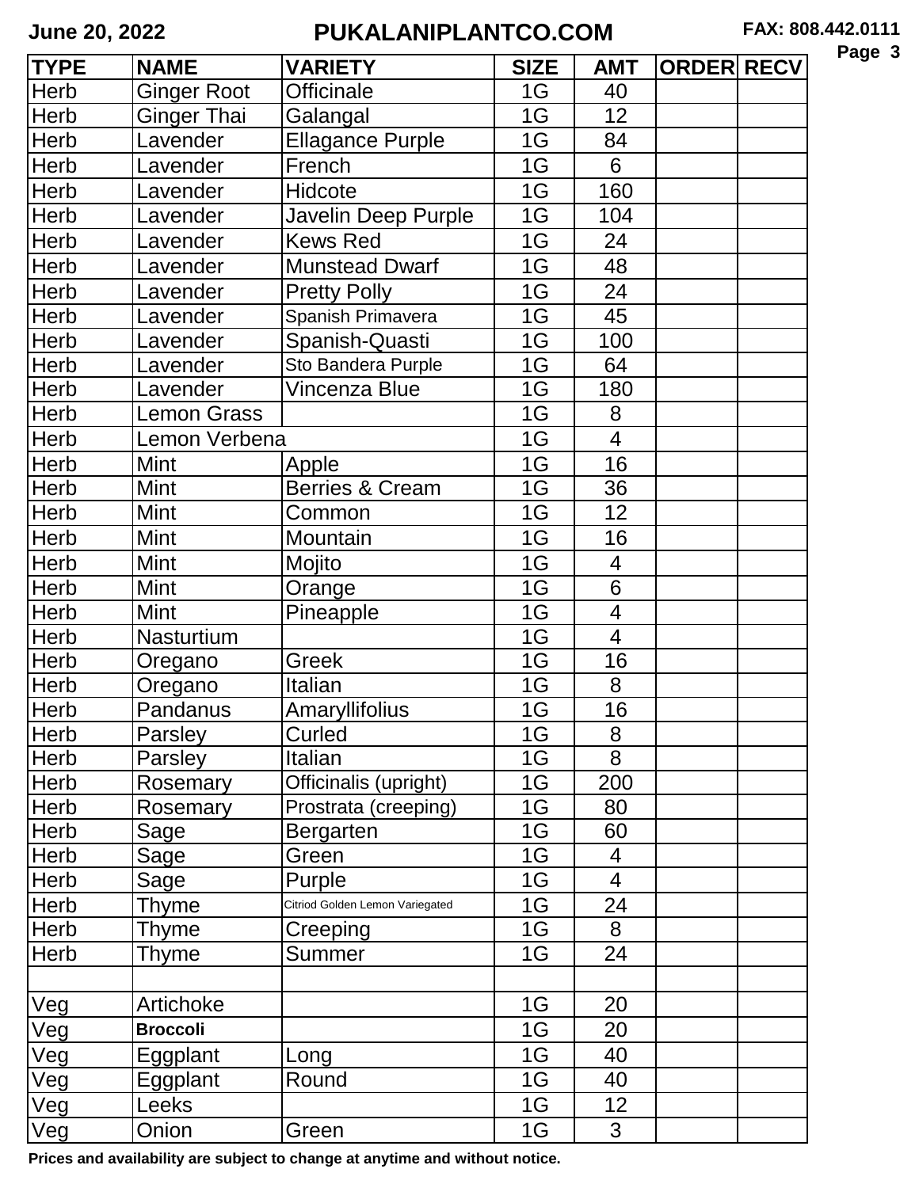June 20, 2022 PUKALANIPLANTCO.COM FAX: 808.442.0111

| TYPE | NAME | VARIETY | SIZE | AMT | ORDER | RECV |
|---|---|---|---|---|---|---|
| Herb | Ginger Root | Officinale | 1G | 40 | | |
| Herb | Ginger Thai | Galangal | 1G | 12 | | |
| Herb | Lavender | Ellagance Purple | 1G | 84 | | |
| Herb | Lavender | French | 1G | 6 | | |
| Herb | Lavender | Hidcote | 1G | 160 | | |
| Herb | Lavender | Javelin Deep Purple | 1G | 104 | | |
| Herb | Lavender | Kews Red | 1G | 24 | | |
| Herb | Lavender | Munstead Dwarf | 1G | 48 | | |
| Herb | Lavender | Pretty Polly | 1G | 24 | | |
| Herb | Lavender | Spanish Primavera | 1G | 45 | | |
| Herb | Lavender | Spanish-Quasti | 1G | 100 | | |
| Herb | Lavender | Sto Bandera Purple | 1G | 64 | | |
| Herb | Lavender | Vincenza Blue | 1G | 180 | | |
| Herb | Lemon Grass | | 1G | 8 | | |
| Herb | Lemon Verbena | | 1G | 4 | | |
| Herb | Mint | Apple | 1G | 16 | | |
| Herb | Mint | Berries & Cream | 1G | 36 | | |
| Herb | Mint | Common | 1G | 12 | | |
| Herb | Mint | Mountain | 1G | 16 | | |
| Herb | Mint | Mojito | 1G | 4 | | |
| Herb | Mint | Orange | 1G | 6 | | |
| Herb | Mint | Pineapple | 1G | 4 | | |
| Herb | Nasturtium | | 1G | 4 | | |
| Herb | Oregano | Greek | 1G | 16 | | |
| Herb | Oregano | Italian | 1G | 8 | | |
| Herb | Pandanus | Amaryllifolius | 1G | 16 | | |
| Herb | Parsley | Curled | 1G | 8 | | |
| Herb | Parsley | Italian | 1G | 8 | | |
| Herb | Rosemary | Officinalis (upright) | 1G | 200 | | |
| Herb | Rosemary | Prostrata (creeping) | 1G | 80 | | |
| Herb | Sage | Bergarten | 1G | 60 | | |
| Herb | Sage | Green | 1G | 4 | | |
| Herb | Sage | Purple | 1G | 4 | | |
| Herb | Thyme | Citriod Golden Lemon Variegated | 1G | 24 | | |
| Herb | Thyme | Creeping | 1G | 8 | | |
| Herb | Thyme | Summer | 1G | 24 | | |
| | | | | | | |
| Veg | Artichoke | | 1G | 20 | | |
| Veg | **Broccoli** | | 1G | 20 | | |
| Veg | Eggplant | Long | 1G | 40 | | |
| Veg | Eggplant | Round | 1G | 40 | | |
| Veg | Leeks | | 1G | 12 | | |
| Veg | Onion | Green | 1G | 3 | | |

**Prices and availability are subject to change at anytime and without notice.**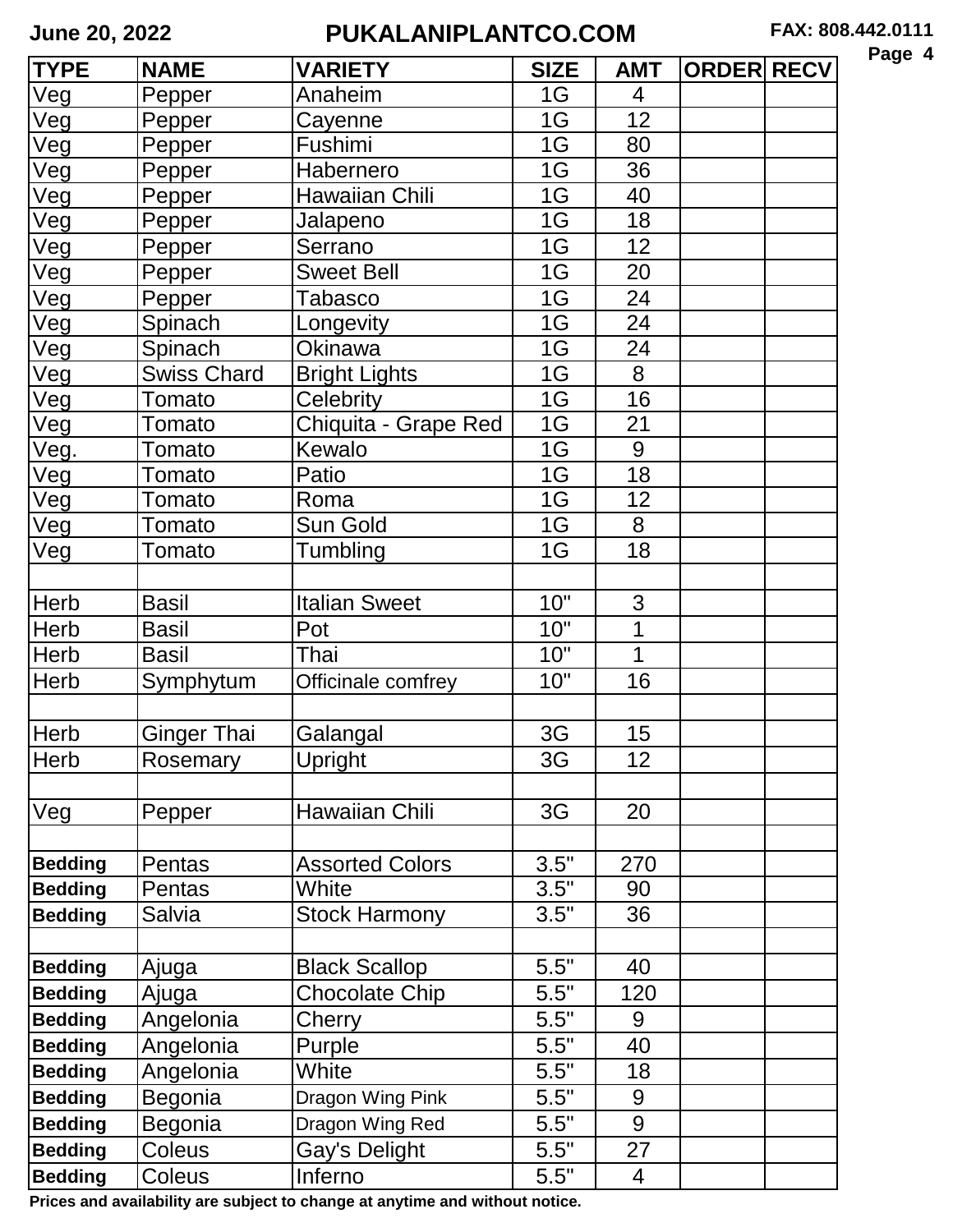June 20, 2022 **PUKALANIPLANTCO.COM** FAX: 808.442.0111

| TYPE | NAME | VARIETY | SIZE | AMT | ORDER | RECV |
|---|---|---|---|---|---|---|
| Veg | Pepper | Anaheim | 1G | 4 | | |
| Veg | Pepper | Cayenne | 1G | 12 | | |
| Veg | Pepper | Fushimi | 1G | 80 | | |
| Veg | Pepper | Habernero | 1G | 36 | | |
| Veg | Pepper | Hawaiian Chili | 1G | 40 | | |
| Veg | Pepper | Jalapeno | 1G | 18 | | |
| Veg | Pepper | Serrano | 1G | 12 | | |
| Veg | Pepper | Sweet Bell | 1G | 20 | | |
| Veg | Pepper | Tabasco | 1G | 24 | | |
| Veg | Spinach | Longevity | 1G | 24 | | |
| Veg | Spinach | Okinawa | 1G | 24 | | |
| Veg | Swiss Chard | Bright Lights | 1G | 8 | | |
| Veg | Tomato | Celebrity | 1G | 16 | | |
| Veg | Tomato | Chiquita - Grape Red | 1G | 21 | | |
| Veg. | Tomato | Kewalo | 1G | 9 | | |
| Veg | Tomato | Patio | 1G | 18 | | |
| Veg | Tomato | Roma | 1G | 12 | | |
| Veg | Tomato | Sun Gold | 1G | 8 | | |
| Veg | Tomato | Tumbling | 1G | 18 | | |
| | | | | | | |
| Herb | Basil | Italian Sweet | 10" | 3 | | |
| Herb | Basil | Pot | 10" | 1 | | |
| Herb | Basil | Thai | 10" | 1 | | |
| Herb | Symphytum | Officinale comfrey | 10" | 16 | | |
| | | | | | | |
| Herb | Ginger Thai | Galangal | 3G | 15 | | |
| Herb | Rosemary | Upright | 3G | 12 | | |
| | | | | | | |
| Veg | Pepper | Hawaiian Chili | 3G | 20 | | |
| | | | | | | |
| **Bedding** | Pentas | Assorted Colors | 3.5" | 270 | | |
| **Bedding** | Pentas | White | 3.5" | 90 | | |
| **Bedding** | Salvia | Stock Harmony | 3.5" | 36 | | |
| | | | | | | |
| **Bedding** | Ajuga | Black Scallop | 5.5" | 40 | | |
| **Bedding** | Ajuga | Chocolate Chip | 5.5" | 120 | | |
| **Bedding** | Angelonia | Cherry | 5.5" | 9 | | |
| **Bedding** | Angelonia | Purple | 5.5" | 40 | | |
| **Bedding** | Angelonia | White | 5.5" | 18 | | |
| **Bedding** | Begonia | Dragon Wing Pink | 5.5" | 9 | | |
| **Bedding** | Begonia | Dragon Wing Red | 5.5" | 9 | | |
| **Bedding** | Coleus | Gay's Delight | 5.5" | 27 | | |
| **Bedding** | Coleus | Inferno | 5.5" | 4 | | |

**Prices and availability are subject to change at anytime and without notice.**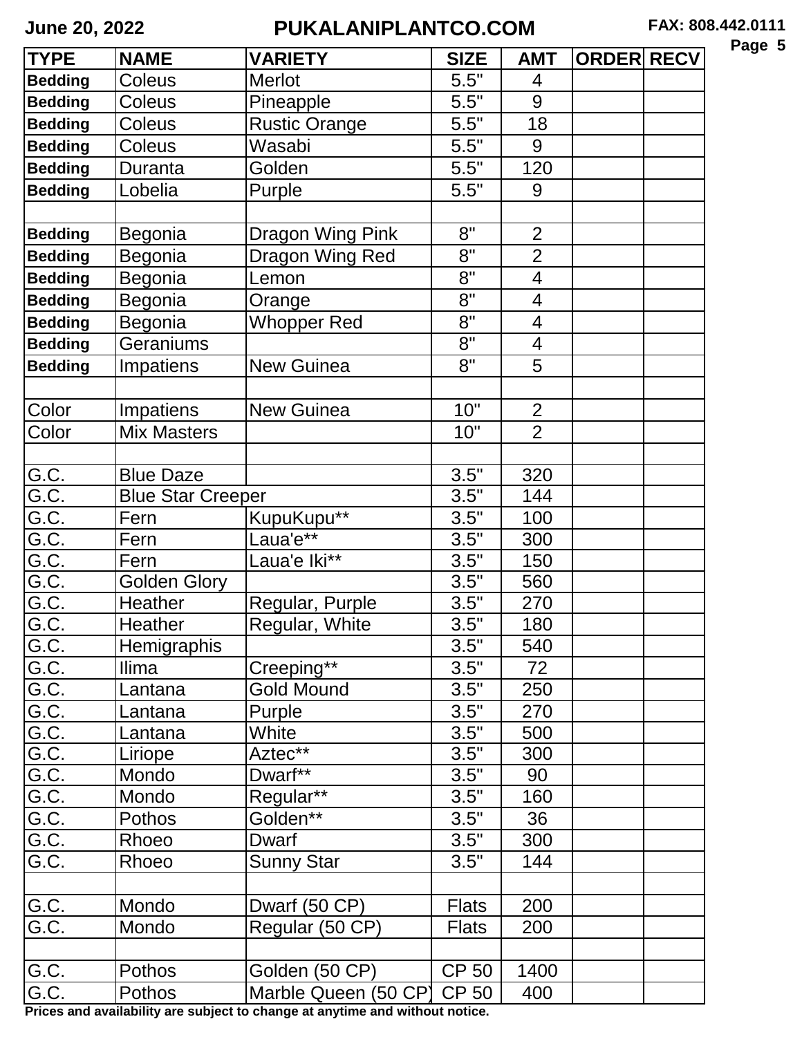June 20, 2022 PUKALANIPLANTCO.COM FAX: 808.442.0111

| TYPE | NAME | VARIETY | SIZE | AMT | ORDER | RECV |
|---|---|---|---|---|---|---|
| Bedding | Coleus | Merlot | 5.5" | 4 | | |
| Bedding | Coleus | Pineapple | 5.5" | 9 | | |
| Bedding | Coleus | Rustic Orange | 5.5" | 18 | | |
| Bedding | Coleus | Wasabi | 5.5" | 9 | | |
| Bedding | Duranta | Golden | 5.5" | 120 | | |
| Bedding | Lobelia | Purple | 5.5" | 9 | | |
| | | | | | | |
| Bedding | Begonia | Dragon Wing Pink | 8" | 2 | | |
| Bedding | Begonia | Dragon Wing Red | 8" | 2 | | |
| Bedding | Begonia | Lemon | 8" | 4 | | |
| Bedding | Begonia | Orange | 8" | 4 | | |
| Bedding | Begonia | Whopper Red | 8" | 4 | | |
| Bedding | Geraniums | | 8" | 4 | | |
| Bedding | Impatiens | New Guinea | 8" | 5 | | |
| | | | | | | |
| Color | Impatiens | New Guinea | 10" | 2 | | |
| Color | Mix Masters | | 10" | 2 | | |
| | | | | | | |
| G.C. | Blue Daze | | 3.5" | 320 | | |
| G.C. | Blue Star Creeper | | 3.5" | 144 | | |
| G.C. | Fern | KupuKupu** | 3.5" | 100 | | |
| G.C. | Fern | Laua'e** | 3.5" | 300 | | |
| G.C. | Fern | Laua'e Iki** | 3.5" | 150 | | |
| G.C. | Golden Glory | | 3.5" | 560 | | |
| G.C. | Heather | Regular, Purple | 3.5" | 270 | | |
| G.C. | Heather | Regular, White | 3.5" | 180 | | |
| G.C. | Hemigraphis | | 3.5" | 540 | | |
| G.C. | Ilima | Creeping** | 3.5" | 72 | | |
| G.C. | Lantana | Gold Mound | 3.5" | 250 | | |
| G.C. | Lantana | Purple | 3.5" | 270 | | |
| G.C. | Lantana | White | 3.5" | 500 | | |
| G.C. | Liriope | Aztec** | 3.5" | 300 | | |
| G.C. | Mondo | Dwarf** | 3.5" | 90 | | |
| G.C. | Mondo | Regular** | 3.5" | 160 | | |
| G.C. | Pothos | Golden** | 3.5" | 36 | | |
| G.C. | Rhoeo | Dwarf | 3.5" | 300 | | |
| G.C. | Rhoeo | Sunny Star | 3.5" | 144 | | |
| | | | | | | |
| G.C. | Mondo | Dwarf (50 CP) | Flats | 200 | | |
| G.C. | Mondo | Regular (50 CP) | Flats | 200 | | |
| | | | | | | |
| G.C. | Pothos | Golden (50 CP) | CP 50 | 1400 | | |
| G.C. | Pothos | Marble Queen (50 CP) | CP 50 | 400 | | |

**Prices and availability are subject to change at anytime and without notice.**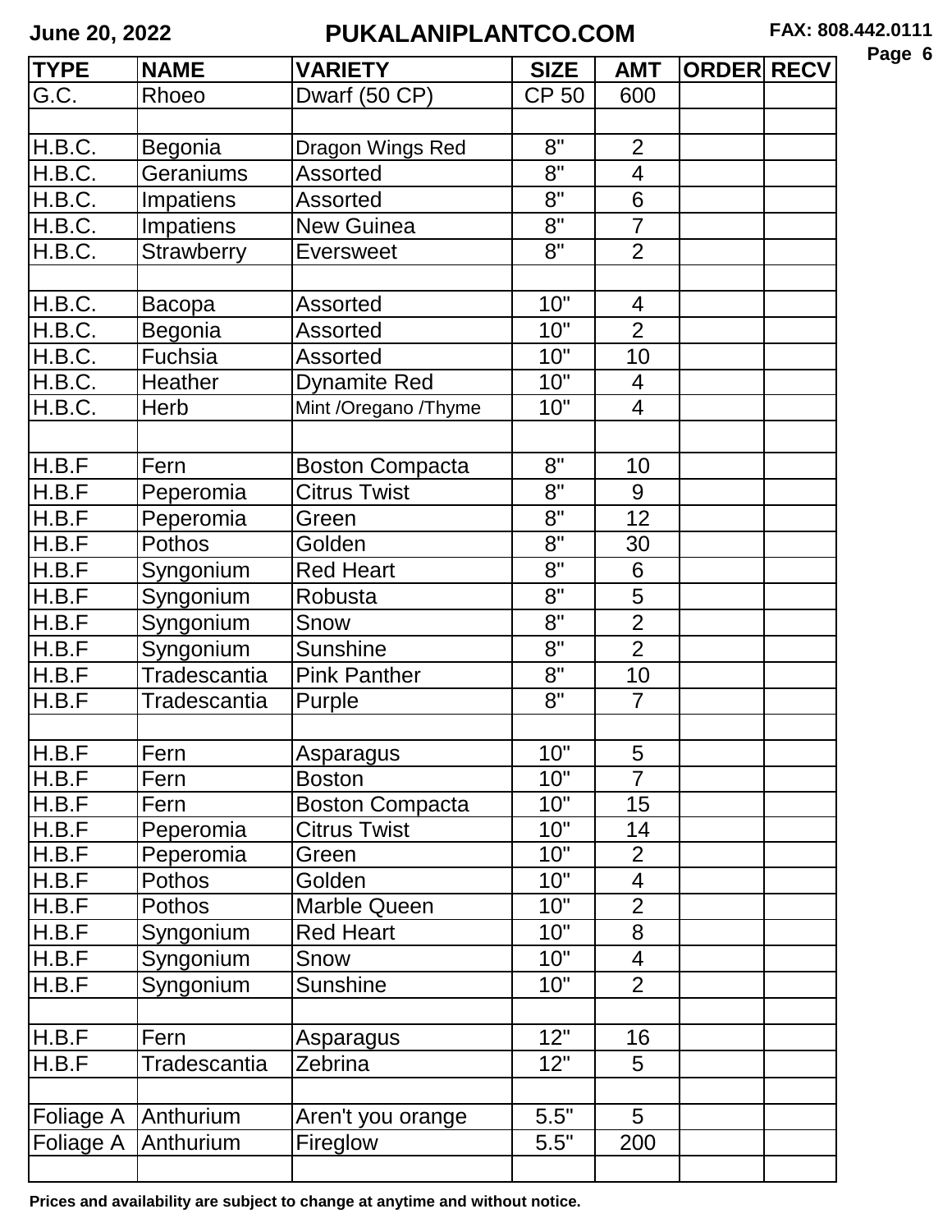June 20, 2022 **PUKALANIPLANTCO.COM** FAX: 808.442.0111

| TYPE | NAME | VARIETY | SIZE | AMT | ORDER | RECV |
|---|---|---|---|---|---|---|
| G.C. | Rhoeo | Dwarf (50 CP) | CP 50 | 600 | | |
| | | | | | | |
| H.B.C. | Begonia | Dragon Wings Red | 8" | 2 | | |
| H.B.C. | Geraniums | Assorted | 8" | 4 | | |
| H.B.C. | Impatiens | Assorted | 8" | 6 | | |
| H.B.C. | Impatiens | New Guinea | 8" | 7 | | |
| H.B.C. | Strawberry | Eversweet | 8" | 2 | | |
| | | | | | | |
| H.B.C. | Bacopa | Assorted | 10" | 4 | | |
| H.B.C. | Begonia | Assorted | 10" | 2 | | |
| H.B.C. | Fuchsia | Assorted | 10" | 10 | | |
| H.B.C. | Heather | Dynamite Red | 10" | 4 | | |
| H.B.C. | Herb | Mint /Oregano /Thyme | 10" | 4 | | |
| | | | | | | |
| H.B.F | Fern | Boston Compacta | 8" | 10 | | |
| H.B.F | Peperomia | Citrus Twist | 8" | 9 | | |
| H.B.F | Peperomia | Green | 8" | 12 | | |
| H.B.F | Pothos | Golden | 8" | 30 | | |
| H.B.F | Syngonium | Red Heart | 8" | 6 | | |
| H.B.F | Syngonium | Robusta | 8" | 5 | | |
| H.B.F | Syngonium | Snow | 8" | 2 | | |
| H.B.F | Syngonium | Sunshine | 8" | 2 | | |
| H.B.F | Tradescantia | Pink Panther | 8" | 10 | | |
| H.B.F | Tradescantia | Purple | 8" | 7 | | |
| | | | | | | |
| H.B.F | Fern | Asparagus | 10" | 5 | | |
| H.B.F | Fern | Boston | 10" | 7 | | |
| H.B.F | Fern | Boston Compacta | 10" | 15 | | |
| H.B.F | Peperomia | Citrus Twist | 10" | 14 | | |
| H.B.F | Peperomia | Green | 10" | 2 | | |
| H.B.F | Pothos | Golden | 10" | 4 | | |
| H.B.F | Pothos | Marble Queen | 10" | 2 | | |
| H.B.F | Syngonium | Red Heart | 10" | 8 | | |
| H.B.F | Syngonium | Snow | 10" | 4 | | |
| H.B.F | Syngonium | Sunshine | 10" | 2 | | |
| | | | | | | |
| H.B.F | Fern | Asparagus | 12" | 16 | | |
| H.B.F | Tradescantia | Zebrina | 12" | 5 | | |
| | | | | | | |
| Foliage A | Anthurium | Aren't you orange | 5.5" | 5 | | |
| Foliage A | Anthurium | Fireglow | 5.5" | 200 | | |
| | | | | | | |

**Prices and availability are subject to change at anytime and without notice.**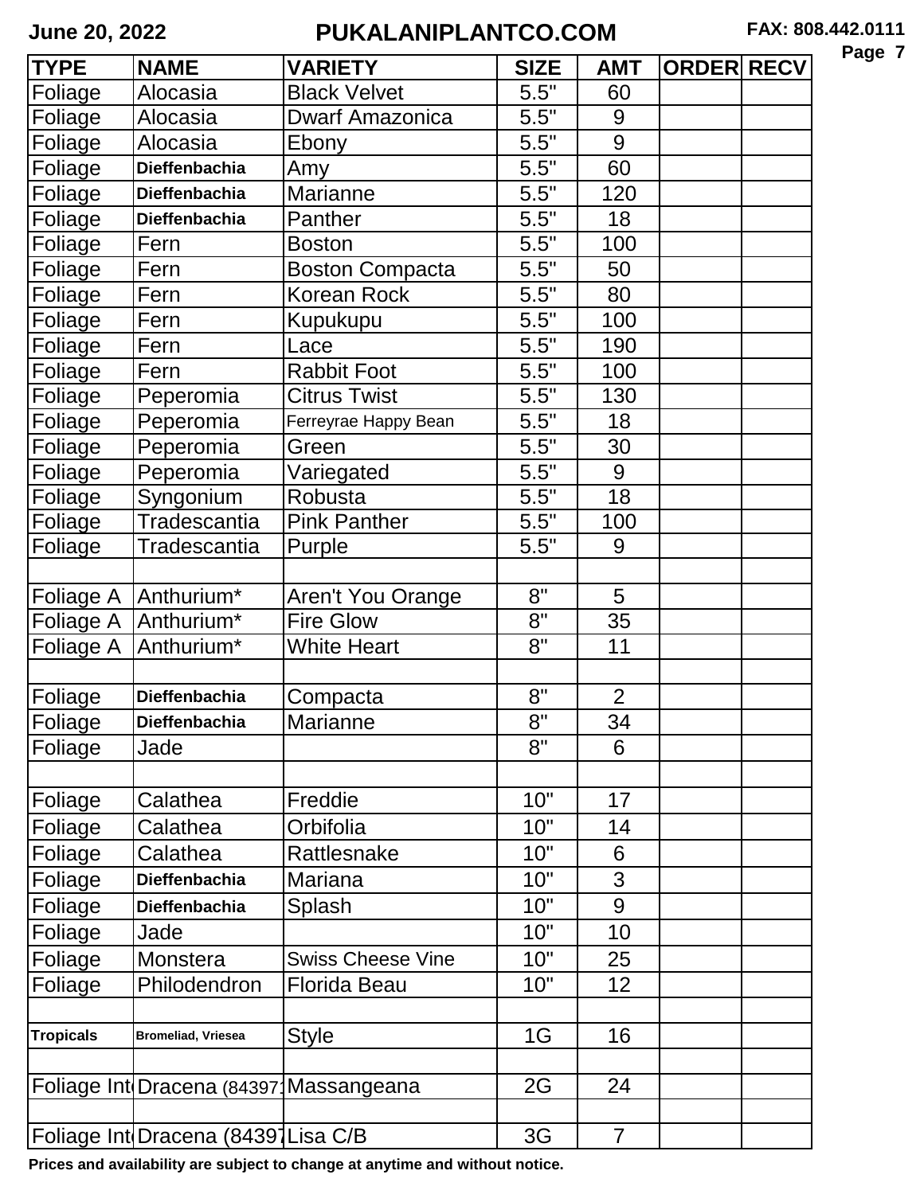June 20, 2022 PUKALANIPLANTCO.COM FAX: 808.442.0111

| TYPE | NAME | VARIETY | SIZE | AMT | ORDER | RECV |
|---|---|---|---|---|---|---|
| Foliage | Alocasia | Black Velvet | 5.5" | 60 | | |
| Foliage | Alocasia | Dwarf Amazonica | 5.5" | 9 | | |
| Foliage | Alocasia | Ebony | 5.5" | 9 | | |
| Foliage | Dieffenbachia | Amy | 5.5" | 60 | | |
| Foliage | Dieffenbachia | Marianne | 5.5" | 120 | | |
| Foliage | Dieffenbachia | Panther | 5.5" | 18 | | |
| Foliage | Fern | Boston | 5.5" | 100 | | |
| Foliage | Fern | Boston Compacta | 5.5" | 50 | | |
| Foliage | Fern | Korean Rock | 5.5" | 80 | | |
| Foliage | Fern | Kupukupu | 5.5" | 100 | | |
| Foliage | Fern | Lace | 5.5" | 190 | | |
| Foliage | Fern | Rabbit Foot | 5.5" | 100 | | |
| Foliage | Peperomia | Citrus Twist | 5.5" | 130 | | |
| Foliage | Peperomia | Ferreyrae Happy Bean | 5.5" | 18 | | |
| Foliage | Peperomia | Green | 5.5" | 30 | | |
| Foliage | Peperomia | Variegated | 5.5" | 9 | | |
| Foliage | Syngonium | Robusta | 5.5" | 18 | | |
| Foliage | Tradescantia | Pink Panther | 5.5" | 100 | | |
| Foliage | Tradescantia | Purple | 5.5" | 9 | | |
| | | | | | | |
| Foliage A | Anthurium* | Aren't You Orange | 8" | 5 | | |
| Foliage A | Anthurium* | Fire Glow | 8" | 35 | | |
| Foliage A | Anthurium* | White Heart | 8" | 11 | | |
| | | | | | | |
| Foliage | Dieffenbachia | Compacta | 8" | 2 | | |
| Foliage | Dieffenbachia | Marianne | 8" | 34 | | |
| Foliage | Jade | | 8" | 6 | | |
| | | | | | | |
| Foliage | Calathea | Freddie | 10" | 17 | | |
| Foliage | Calathea | Orbifolia | 10" | 14 | | |
| Foliage | Calathea | Rattlesnake | 10" | 6 | | |
| Foliage | Dieffenbachia | Mariana | 10" | 3 | | |
| Foliage | Dieffenbachia | Splash | 10" | 9 | | |
| Foliage | Jade | | 10" | 10 | | |
| Foliage | Monstera | Swiss Cheese Vine | 10" | 25 | | |
| Foliage | Philodendron | Florida Beau | 10" | 12 | | |
| | | | | | | |
| Tropicals | Bromeliad, Vriesea | Style | 1G | 16 | | |
| | | | | | | |
| Foliage Int | Dracena (843971 | Massangeana | 2G | 24 | | |
| | | | | | | |
| Foliage Int | Dracena (84397 | Lisa C/B | 3G | 7 | | |

**Prices and availability are subject to change at anytime and without notice.**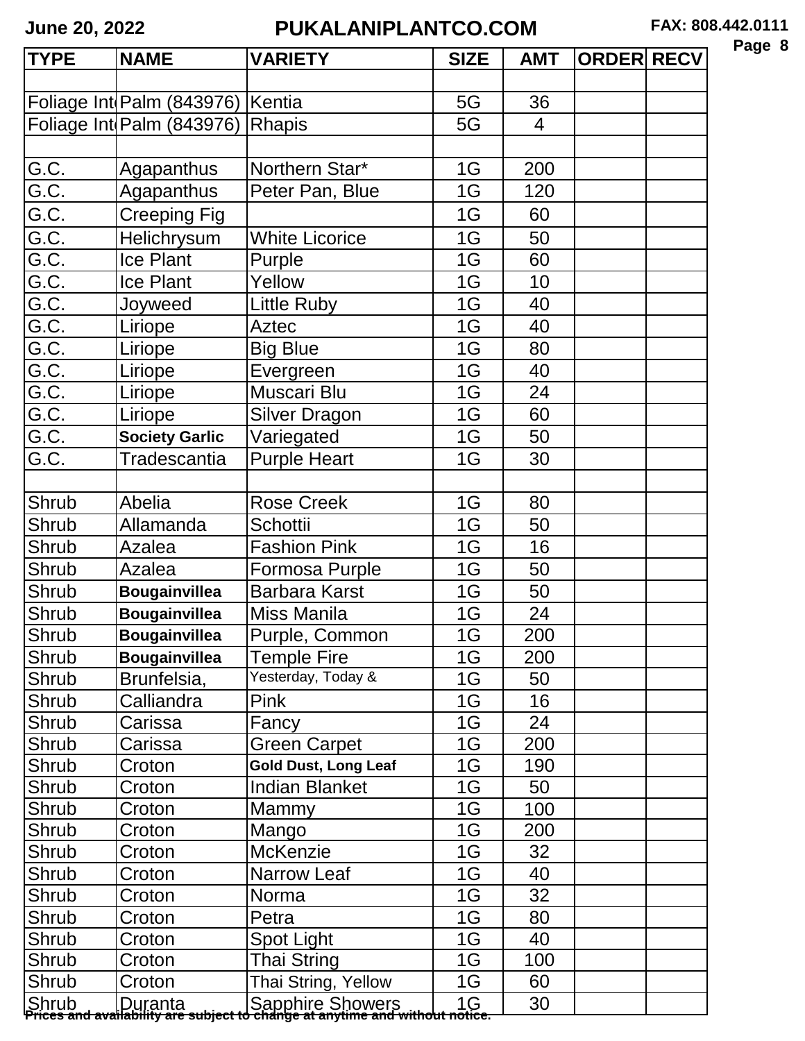| TYPE | NAME | VARIETY | SIZE | AMT | ORDER | RECV |
|---|---|---|---|---|---|---|
| | | | | | | |
| Foliage Int | Palm (843976) | Kentia | 5G | 36 | | |
| Foliage Int | Palm (843976) | Rhapis | 5G | 4 | | |
| | | | | | | |
| G.C. | Agapanthus | Northern Star* | 1G | 200 | | |
| G.C. | Agapanthus | Peter Pan, Blue | 1G | 120 | | |
| G.C. | Creeping Fig | | 1G | 60 | | |
| G.C. | Helichrysum | White Licorice | 1G | 50 | | |
| G.C. | Ice Plant | Purple | 1G | 60 | | |
| G.C. | Ice Plant | Yellow | 1G | 10 | | |
| G.C. | Joyweed | Little Ruby | 1G | 40 | | |
| G.C. | Liriope | Aztec | 1G | 40 | | |
| G.C. | Liriope | Big Blue | 1G | 80 | | |
| G.C. | Liriope | Evergreen | 1G | 40 | | |
| G.C. | Liriope | Muscari Blu | 1G | 24 | | |
| G.C. | Liriope | Silver Dragon | 1G | 60 | | |
| G.C. | **Society Garlic** | Variegated | 1G | 50 | | |
| G.C. | Tradescantia | Purple Heart | 1G | 30 | | |
| | | | | | | |
| Shrub | Abelia | Rose Creek | 1G | 80 | | |
| Shrub | Allamanda | Schottii | 1G | 50 | | |
| Shrub | Azalea | Fashion Pink | 1G | 16 | | |
| Shrub | Azalea | Formosa Purple | 1G | 50 | | |
| Shrub | **Bougainvillea** | Barbara Karst | 1G | 50 | | |
| Shrub | **Bougainvillea** | Miss Manila | 1G | 24 | | |
| Shrub | **Bougainvillea** | Purple, Common | 1G | 200 | | |
| Shrub | **Bougainvillea** | Temple Fire | 1G | 200 | | |
| Shrub | Brunfelsia, | Yesterday, Today & | 1G | 50 | | |
| Shrub | Calliandra | Pink | 1G | 16 | | |
| Shrub | Carissa | Fancy | 1G | 24 | | |
| Shrub | Carissa | Green Carpet | 1G | 200 | | |
| Shrub | Croton | **Gold Dust, Long Leaf** | 1G | 190 | | |
| Shrub | Croton | Indian Blanket | 1G | 50 | | |
| Shrub | Croton | Mammy | 1G | 100 | | |
| Shrub | Croton | Mango | 1G | 200 | | |
| Shrub | Croton | McKenzie | 1G | 32 | | |
| Shrub | Croton | Narrow Leaf | 1G | 40 | | |
| Shrub | Croton | Norma | 1G | 32 | | |
| Shrub | Croton | Petra | 1G | 80 | | |
| Shrub | Croton | Spot Light | 1G | 40 | | |
| Shrub | Croton | Thai String | 1G | 100 | | |
| Shrub | Croton | Thai String, Yellow | 1G | 60 | | |
| Shrub | Duranta | Sapphire Showers | 1G | 30 | | |

**Prices and availability are subject to change at anytime and without notice.**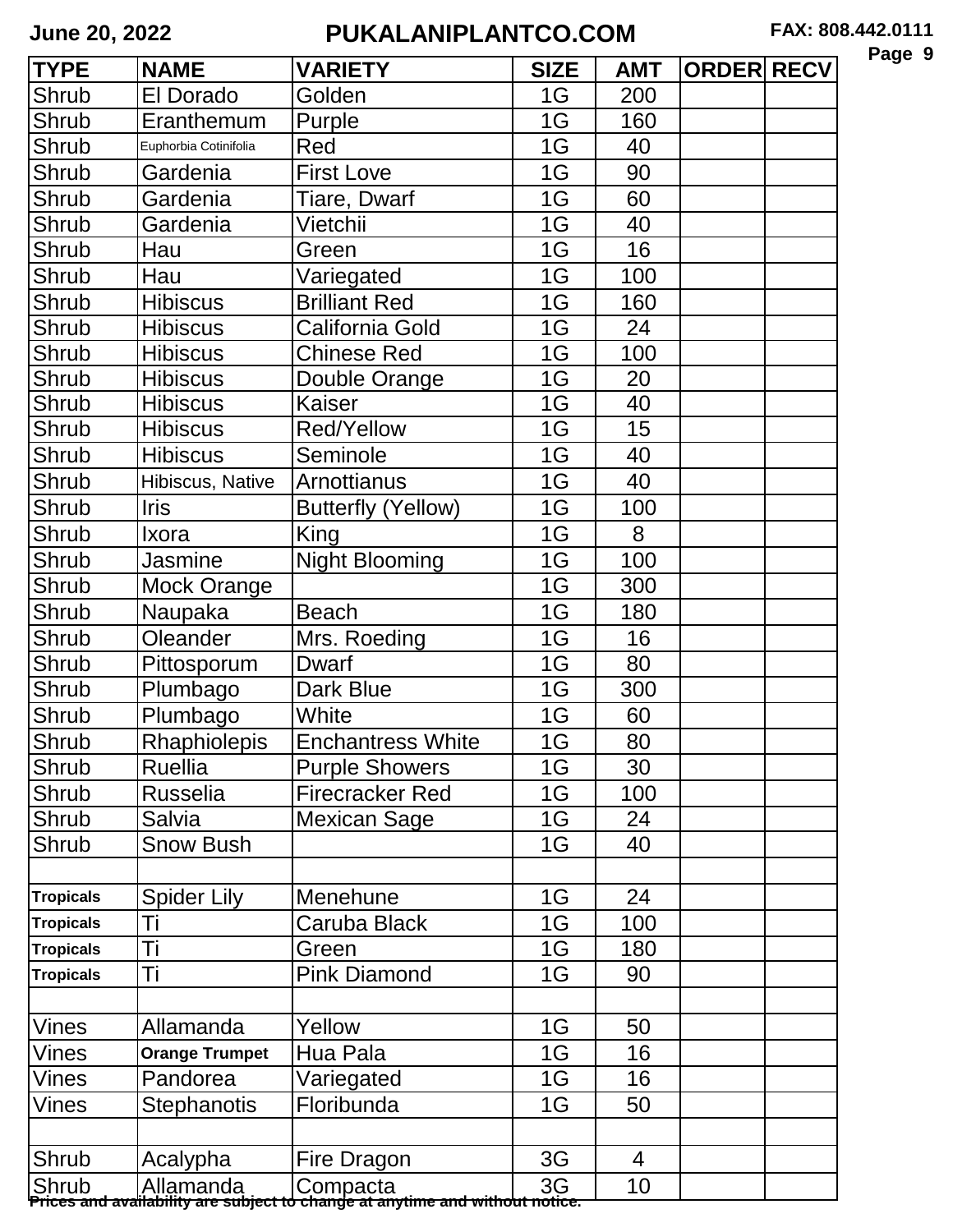June 20, 2022 **PUKALANIPLANTCO.COM** FAX: 808.442.0111

| TYPE | NAME | VARIETY | SIZE | AMT | ORDER | RECV |
|---|---|---|---|---|---|---|
| Shrub | El Dorado | Golden | 1G | 200 | | |
| Shrub | Eranthemum | Purple | 1G | 160 | | |
| Shrub | Euphorbia Cotinifolia | Red | 1G | 40 | | |
| Shrub | Gardenia | First Love | 1G | 90 | | |
| Shrub | Gardenia | Tiare, Dwarf | 1G | 60 | | |
| Shrub | Gardenia | Vietchii | 1G | 40 | | |
| Shrub | Hau | Green | 1G | 16 | | |
| Shrub | Hau | Variegated | 1G | 100 | | |
| Shrub | Hibiscus | Brilliant Red | 1G | 160 | | |
| Shrub | Hibiscus | California Gold | 1G | 24 | | |
| Shrub | Hibiscus | Chinese Red | 1G | 100 | | |
| Shrub | Hibiscus | Double Orange | 1G | 20 | | |
| Shrub | Hibiscus | Kaiser | 1G | 40 | | |
| Shrub | Hibiscus | Red/Yellow | 1G | 15 | | |
| Shrub | Hibiscus | Seminole | 1G | 40 | | |
| Shrub | Hibiscus, Native | Arnottianus | 1G | 40 | | |
| Shrub | Iris | Butterfly (Yellow) | 1G | 100 | | |
| Shrub | Ixora | King | 1G | 8 | | |
| Shrub | Jasmine | Night Blooming | 1G | 100 | | |
| Shrub | Mock Orange | | 1G | 300 | | |
| Shrub | Naupaka | Beach | 1G | 180 | | |
| Shrub | Oleander | Mrs. Roeding | 1G | 16 | | |
| Shrub | Pittosporum | Dwarf | 1G | 80 | | |
| Shrub | Plumbago | Dark Blue | 1G | 300 | | |
| Shrub | Plumbago | White | 1G | 60 | | |
| Shrub | Rhaphiolepis | Enchantress White | 1G | 80 | | |
| Shrub | Ruellia | Purple Showers | 1G | 30 | | |
| Shrub | Russelia | Firecracker Red | 1G | 100 | | |
| Shrub | Salvia | Mexican Sage | 1G | 24 | | |
| Shrub | Snow Bush | | 1G | 40 | | |
| | | | | | | |
| **Tropicals** | Spider Lily | Menehune | 1G | 24 | | |
| **Tropicals** | Ti | Caruba Black | 1G | 100 | | |
| **Tropicals** | Ti | Green | 1G | 180 | | |
| **Tropicals** | Ti | Pink Diamond | 1G | 90 | | |
| | | | | | | |
| Vines | Allamanda | Yellow | 1G | 50 | | |
| Vines | **Orange Trumpet** | Hua Pala | 1G | 16 | | |
| Vines | Pandorea | Variegated | 1G | 16 | | |
| Vines | Stephanotis | Floribunda | 1G | 50 | | |
| | | | | | | |
| Shrub | Acalypha | Fire Dragon | 3G | 4 | | |
| Shrub | Allamanda | Compacta | 3G | 10 | | |

**Prices and availability are subject to change at anytime and without notice.**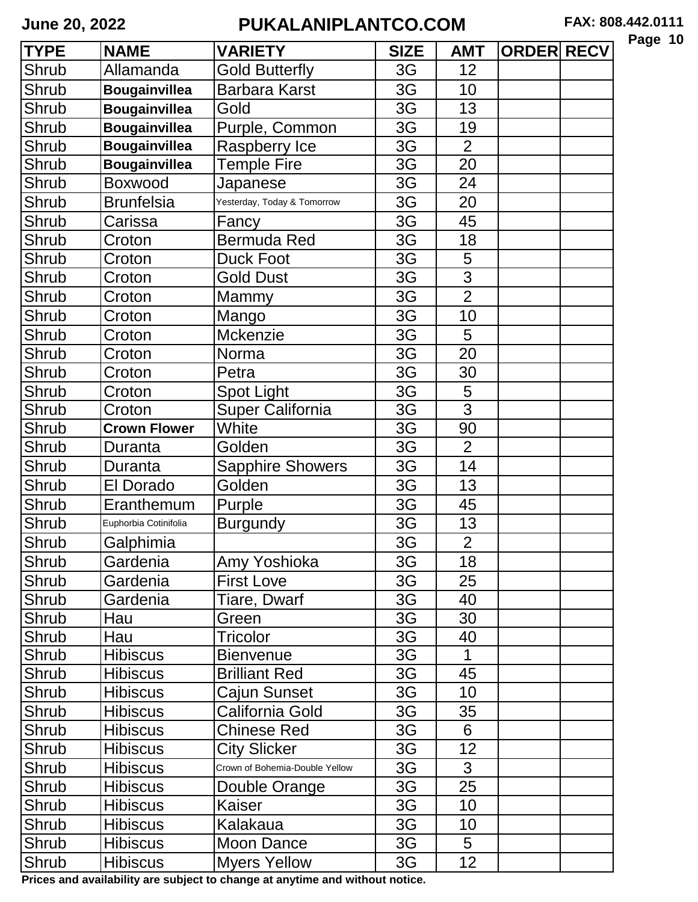June 20, 2022 **PUKALANIPLANTCO.COM** FAX: 808.442.0111

| TYPE | NAME | VARIETY | SIZE | AMT | ORDER | RECV |
|---|---|---|---|---|---|---|
| Shrub | Allamanda | Gold Butterfly | 3G | 12 | | |
| Shrub | **Bougainvillea** | Barbara Karst | 3G | 10 | | |
| Shrub | **Bougainvillea** | Gold | 3G | 13 | | |
| Shrub | **Bougainvillea** | Purple, Common | 3G | 19 | | |
| Shrub | **Bougainvillea** | Raspberry Ice | 3G | 2 | | |
| Shrub | **Bougainvillea** | Temple Fire | 3G | 20 | | |
| Shrub | Boxwood | Japanese | 3G | 24 | | |
| Shrub | Brunfelsia | Yesterday, Today & Tomorrow | 3G | 20 | | |
| Shrub | Carissa | Fancy | 3G | 45 | | |
| Shrub | Croton | Bermuda Red | 3G | 18 | | |
| Shrub | Croton | Duck Foot | 3G | 5 | | |
| Shrub | Croton | Gold Dust | 3G | 3 | | |
| Shrub | Croton | Mammy | 3G | 2 | | |
| Shrub | Croton | Mango | 3G | 10 | | |
| Shrub | Croton | Mckenzie | 3G | 5 | | |
| Shrub | Croton | Norma | 3G | 20 | | |
| Shrub | Croton | Petra | 3G | 30 | | |
| Shrub | Croton | Spot Light | 3G | 5 | | |
| Shrub | Croton | Super California | 3G | 3 | | |
| Shrub | **Crown Flower** | White | 3G | 90 | | |
| Shrub | Duranta | Golden | 3G | 2 | | |
| Shrub | Duranta | Sapphire Showers | 3G | 14 | | |
| Shrub | El Dorado | Golden | 3G | 13 | | |
| Shrub | Eranthemum | Purple | 3G | 45 | | |
| Shrub | Euphorbia Cotinifolia | Burgundy | 3G | 13 | | |
| Shrub | Galphimia | | 3G | 2 | | |
| Shrub | Gardenia | Amy Yoshioka | 3G | 18 | | |
| Shrub | Gardenia | First Love | 3G | 25 | | |
| Shrub | Gardenia | Tiare, Dwarf | 3G | 40 | | |
| Shrub | Hau | Green | 3G | 30 | | |
| Shrub | Hau | Tricolor | 3G | 40 | | |
| Shrub | Hibiscus | Bienvenue | 3G | 1 | | |
| Shrub | Hibiscus | Brilliant Red | 3G | 45 | | |
| Shrub | Hibiscus | Cajun Sunset | 3G | 10 | | |
| Shrub | Hibiscus | California Gold | 3G | 35 | | |
| Shrub | Hibiscus | Chinese Red | 3G | 6 | | |
| Shrub | Hibiscus | City Slicker | 3G | 12 | | |
| Shrub | Hibiscus | Crown of Bohemia-Double Yellow | 3G | 3 | | |
| Shrub | Hibiscus | Double Orange | 3G | 25 | | |
| Shrub | Hibiscus | Kaiser | 3G | 10 | | |
| Shrub | Hibiscus | Kalakaua | 3G | 10 | | |
| Shrub | Hibiscus | Moon Dance | 3G | 5 | | |
| Shrub | Hibiscus | Myers Yellow | 3G | 12 | | |

**Prices and availability are subject to change at anytime and without notice.**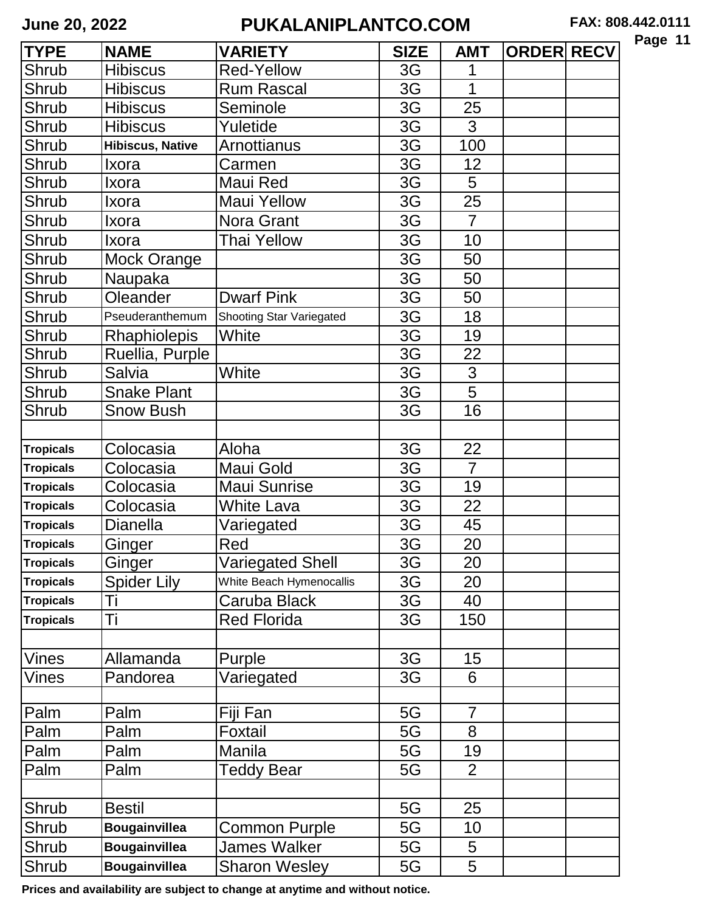| TYPE | NAME | VARIETY | SIZE | AMT | ORDER | RECV |
|---|---|---|---|---|---|---|
| Shrub | Hibiscus | Red-Yellow | 3G | 1 | | |
| Shrub | Hibiscus | Rum Rascal | 3G | 1 | | |
| Shrub | Hibiscus | Seminole | 3G | 25 | | |
| Shrub | Hibiscus | Yuletide | 3G | 3 | | |
| Shrub | **Hibiscus, Native** | Arnottianus | 3G | 100 | | |
| Shrub | Ixora | Carmen | 3G | 12 | | |
| Shrub | Ixora | Maui Red | 3G | 5 | | |
| Shrub | Ixora | Maui Yellow | 3G | 25 | | |
| Shrub | Ixora | Nora Grant | 3G | 7 | | |
| Shrub | Ixora | Thai Yellow | 3G | 10 | | |
| Shrub | Mock Orange | | 3G | 50 | | |
| Shrub | Naupaka | | 3G | 50 | | |
| Shrub | Oleander | Dwarf Pink | 3G | 50 | | |
| Shrub | Pseuderanthemum | Shooting Star Variegated | 3G | 18 | | |
| Shrub | Rhaphiolepis | White | 3G | 19 | | |
| Shrub | Ruellia, Purple | | 3G | 22 | | |
| Shrub | Salvia | White | 3G | 3 | | |
| Shrub | Snake Plant | | 3G | 5 | | |
| Shrub | Snow Bush | | 3G | 16 | | |
| | | | | | | |
| **Tropicals** | Colocasia | Aloha | 3G | 22 | | |
| **Tropicals** | Colocasia | Maui Gold | 3G | 7 | | |
| **Tropicals** | Colocasia | Maui Sunrise | 3G | 19 | | |
| **Tropicals** | Colocasia | White Lava | 3G | 22 | | |
| **Tropicals** | Dianella | Variegated | 3G | 45 | | |
| **Tropicals** | Ginger | Red | 3G | 20 | | |
| **Tropicals** | Ginger | Variegated Shell | 3G | 20 | | |
| **Tropicals** | Spider Lily | White Beach Hymenocallis | 3G | 20 | | |
| **Tropicals** | Ti | Caruba Black | 3G | 40 | | |
| **Tropicals** | Ti | Red Florida | 3G | 150 | | |
| | | | | | | |
| Vines | Allamanda | Purple | 3G | 15 | | |
| Vines | Pandorea | Variegated | 3G | 6 | | |
| | | | | | | |
| Palm | Palm | Fiji Fan | 5G | 7 | | |
| Palm | Palm | Foxtail | 5G | 8 | | |
| Palm | Palm | Manila | 5G | 19 | | |
| Palm | Palm | Teddy Bear | 5G | 2 | | |
| | | | | | | |
| Shrub | Bestil | | 5G | 25 | | |
| Shrub | **Bougainvillea** | Common Purple | 5G | 10 | | |
| Shrub | **Bougainvillea** | James Walker | 5G | 5 | | |
| Shrub | **Bougainvillea** | Sharon Wesley | 5G | 5 | | |

**Prices and availability are subject to change at anytime and without notice.**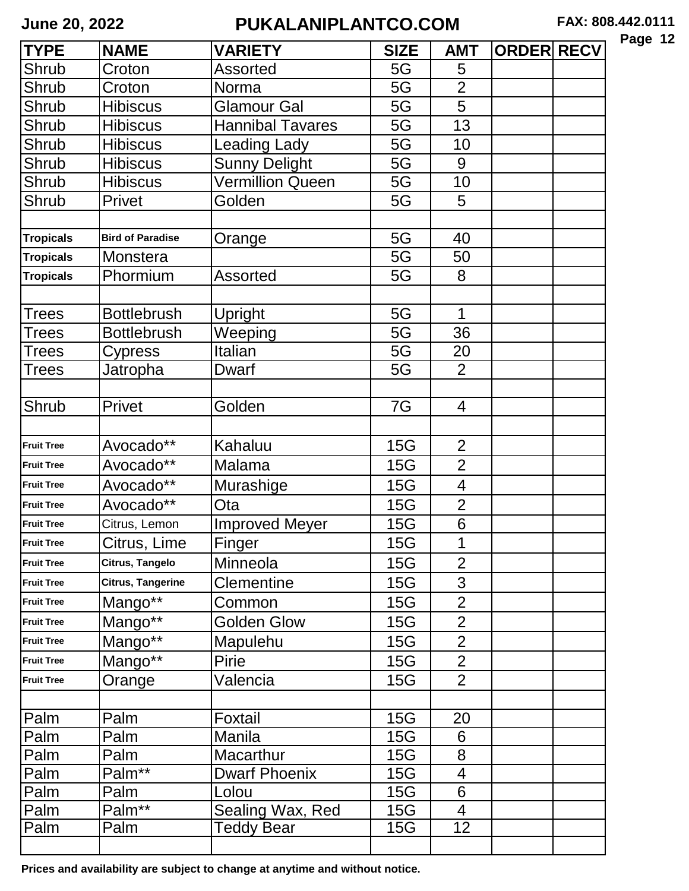June 20, 2022 **PUKALANIPLANTCO.COM** FAX: 808.442.0111

| TYPE | NAME | VARIETY | SIZE | AMT | ORDER | RECV |
|---|---|---|---|---|---|---|
| Shrub | Croton | Assorted | 5G | 5 | | |
| Shrub | Croton | Norma | 5G | 2 | | |
| Shrub | Hibiscus | Glamour Gal | 5G | 5 | | |
| Shrub | Hibiscus | Hannibal Tavares | 5G | 13 | | |
| Shrub | Hibiscus | Leading Lady | 5G | 10 | | |
| Shrub | Hibiscus | Sunny Delight | 5G | 9 | | |
| Shrub | Hibiscus | Vermillion Queen | 5G | 10 | | |
| Shrub | Privet | Golden | 5G | 5 | | |
| | | | | | | |
| Tropicals | Bird of Paradise | Orange | 5G | 40 | | |
| Tropicals | Monstera | | 5G | 50 | | |
| Tropicals | Phormium | Assorted | 5G | 8 | | |
| | | | | | | |
| Trees | Bottlebrush | Upright | 5G | 1 | | |
| Trees | Bottlebrush | Weeping | 5G | 36 | | |
| Trees | Cypress | Italian | 5G | 20 | | |
| Trees | Jatropha | Dwarf | 5G | 2 | | |
| | | | | | | |
| Shrub | Privet | Golden | 7G | 4 | | |
| | | | | | | |
| Fruit Tree | Avocado** | Kahaluu | 15G | 2 | | |
| Fruit Tree | Avocado** | Malama | 15G | 2 | | |
| Fruit Tree | Avocado** | Murashige | 15G | 4 | | |
| Fruit Tree | Avocado** | Ota | 15G | 2 | | |
| Fruit Tree | Citrus, Lemon | Improved Meyer | 15G | 6 | | |
| Fruit Tree | Citrus, Lime | Finger | 15G | 1 | | |
| Fruit Tree | Citrus, Tangelo | Minneola | 15G | 2 | | |
| Fruit Tree | Citrus, Tangerine | Clementine | 15G | 3 | | |
| Fruit Tree | Mango** | Common | 15G | 2 | | |
| Fruit Tree | Mango** | Golden Glow | 15G | 2 | | |
| Fruit Tree | Mango** | Mapulehu | 15G | 2 | | |
| Fruit Tree | Mango** | Pirie | 15G | 2 | | |
| Fruit Tree | Orange | Valencia | 15G | 2 | | |
| | | | | | | |
| Palm | Palm | Foxtail | 15G | 20 | | |
| Palm | Palm | Manila | 15G | 6 | | |
| Palm | Palm | Macarthur | 15G | 8 | | |
| Palm | Palm** | Dwarf Phoenix | 15G | 4 | | |
| Palm | Palm | Lolou | 15G | 6 | | |
| Palm | Palm** | Sealing Wax, Red | 15G | 4 | | |
| Palm | Palm | Teddy Bear | 15G | 12 | | |
| | | | | | | |

**Prices and availability are subject to change at anytime and without notice.**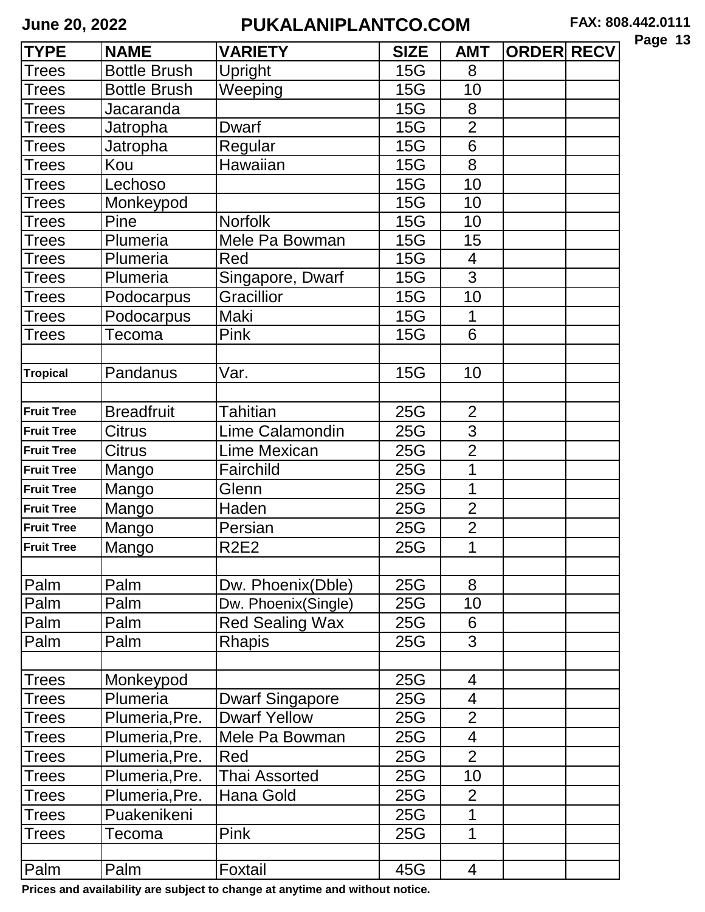June 20, 2022 | PUKALANIPLANTCO.COM | FAX: 808.442.0111

| TYPE | NAME | VARIETY | SIZE | AMT | ORDER | RECV |
|---|---|---|---|---|---|---|
| Trees | Bottle Brush | Upright | 15G | 8 | | |
| Trees | Bottle Brush | Weeping | 15G | 10 | | |
| Trees | Jacaranda | | 15G | 8 | | |
| Trees | Jatropha | Dwarf | 15G | 2 | | |
| Trees | Jatropha | Regular | 15G | 6 | | |
| Trees | Kou | Hawaiian | 15G | 8 | | |
| Trees | Lechoso | | 15G | 10 | | |
| Trees | Monkeypod | | 15G | 10 | | |
| Trees | Pine | Norfolk | 15G | 10 | | |
| Trees | Plumeria | Mele Pa Bowman | 15G | 15 | | |
| Trees | Plumeria | Red | 15G | 4 | | |
| Trees | Plumeria | Singapore, Dwarf | 15G | 3 | | |
| Trees | Podocarpus | Gracillior | 15G | 10 | | |
| Trees | Podocarpus | Maki | 15G | 1 | | |
| Trees | Tecoma | Pink | 15G | 6 | | |
| | | | | | | |
| Tropical | Pandanus | Var. | 15G | 10 | | |
| | | | | | | |
| Fruit Tree | Breadfruit | Tahitian | 25G | 2 | | |
| Fruit Tree | Citrus | Lime Calamondin | 25G | 3 | | |
| Fruit Tree | Citrus | Lime Mexican | 25G | 2 | | |
| Fruit Tree | Mango | Fairchild | 25G | 1 | | |
| Fruit Tree | Mango | Glenn | 25G | 1 | | |
| Fruit Tree | Mango | Haden | 25G | 2 | | |
| Fruit Tree | Mango | Persian | 25G | 2 | | |
| Fruit Tree | Mango | R2E2 | 25G | 1 | | |
| | | | | | | |
| Palm | Palm | Dw. Phoenix(Dble) | 25G | 8 | | |
| Palm | Palm | Dw. Phoenix(Single) | 25G | 10 | | |
| Palm | Palm | Red Sealing Wax | 25G | 6 | | |
| Palm | Palm | Rhapis | 25G | 3 | | |
| | | | | | | |
| Trees | Monkeypod | | 25G | 4 | | |
| Trees | Plumeria | Dwarf Singapore | 25G | 4 | | |
| Trees | Plumeria,Pre. | Dwarf Yellow | 25G | 2 | | |
| Trees | Plumeria,Pre. | Mele Pa Bowman | 25G | 4 | | |
| Trees | Plumeria,Pre. | Red | 25G | 2 | | |
| Trees | Plumeria,Pre. | Thai Assorted | 25G | 10 | | |
| Trees | Plumeria,Pre. | Hana Gold | 25G | 2 | | |
| Trees | Puakenikeni | | 25G | 1 | | |
| Trees | Tecoma | Pink | 25G | 1 | | |
| | | | | | | |
| Palm | Palm | Foxtail | 45G | 4 | | |

**Prices and availability are subject to change at anytime and without notice.**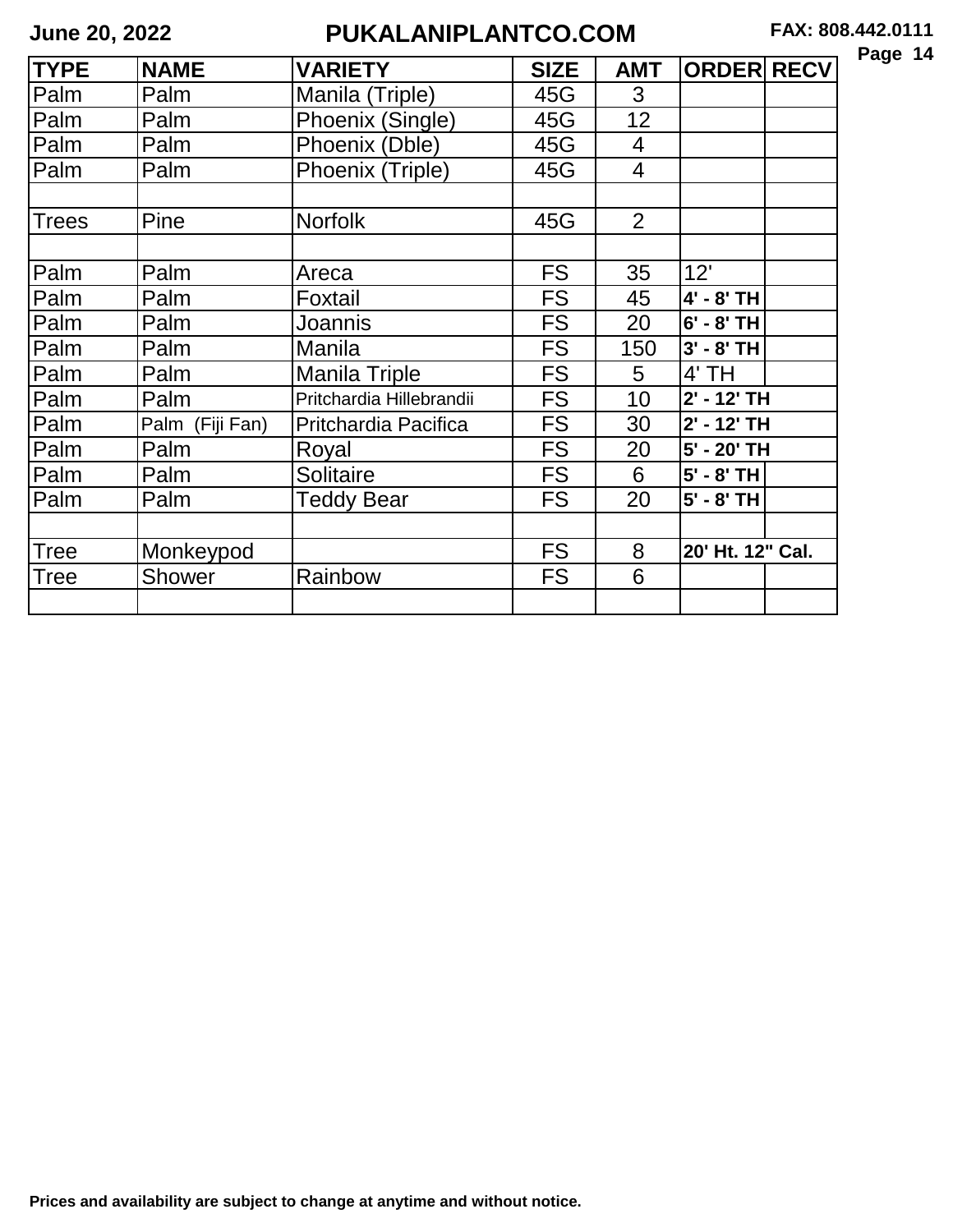| TYPE | NAME | VARIETY | SIZE | AMT | ORDER | RECV |
|---|---|---|---|---|---|---|
| Palm | Palm | Manila (Triple) | 45G | 3 | | |
| Palm | Palm | Phoenix (Single) | 45G | 12 | | |
| Palm | Palm | Phoenix (Dble) | 45G | 4 | | |
| Palm | Palm | Phoenix (Triple) | 45G | 4 | | |
| | | | | | | |
| Trees | Pine | Norfolk | 45G | 2 | | |
| | | | | | | |
| Palm | Palm | Areca | FS | 35 | 12' | |
| Palm | Palm | Foxtail | FS | 45 | 4' - 8' TH | |
| Palm | Palm | Joannis | FS | 20 | 6' - 8' TH | |
| Palm | Palm | Manila | FS | 150 | 3' - 8' TH | |
| Palm | Palm | Manila Triple | FS | 5 | 4' TH | |
| Palm | Palm | Pritchardia Hillebrandii | FS | 10 | 2' - 12' TH | |
| Palm | Palm (Fiji Fan) | Pritchardia Pacifica | FS | 30 | 2' - 12' TH | |
| Palm | Palm | Royal | FS | 20 | 5' - 20' TH | |
| Palm | Palm | Solitaire | FS | 6 | 5' - 8' TH | |
| Palm | Palm | Teddy Bear | FS | 20 | 5' - 8' TH | |
| | | | | | | |
| Tree | Monkeypod | | FS | 8 | 20' Ht. 12" Cal. | |
| Tree | Shower | Rainbow | FS | 6 | | |
| | | | | | | |

**Prices and availability are subject to change at anytime and without notice.**